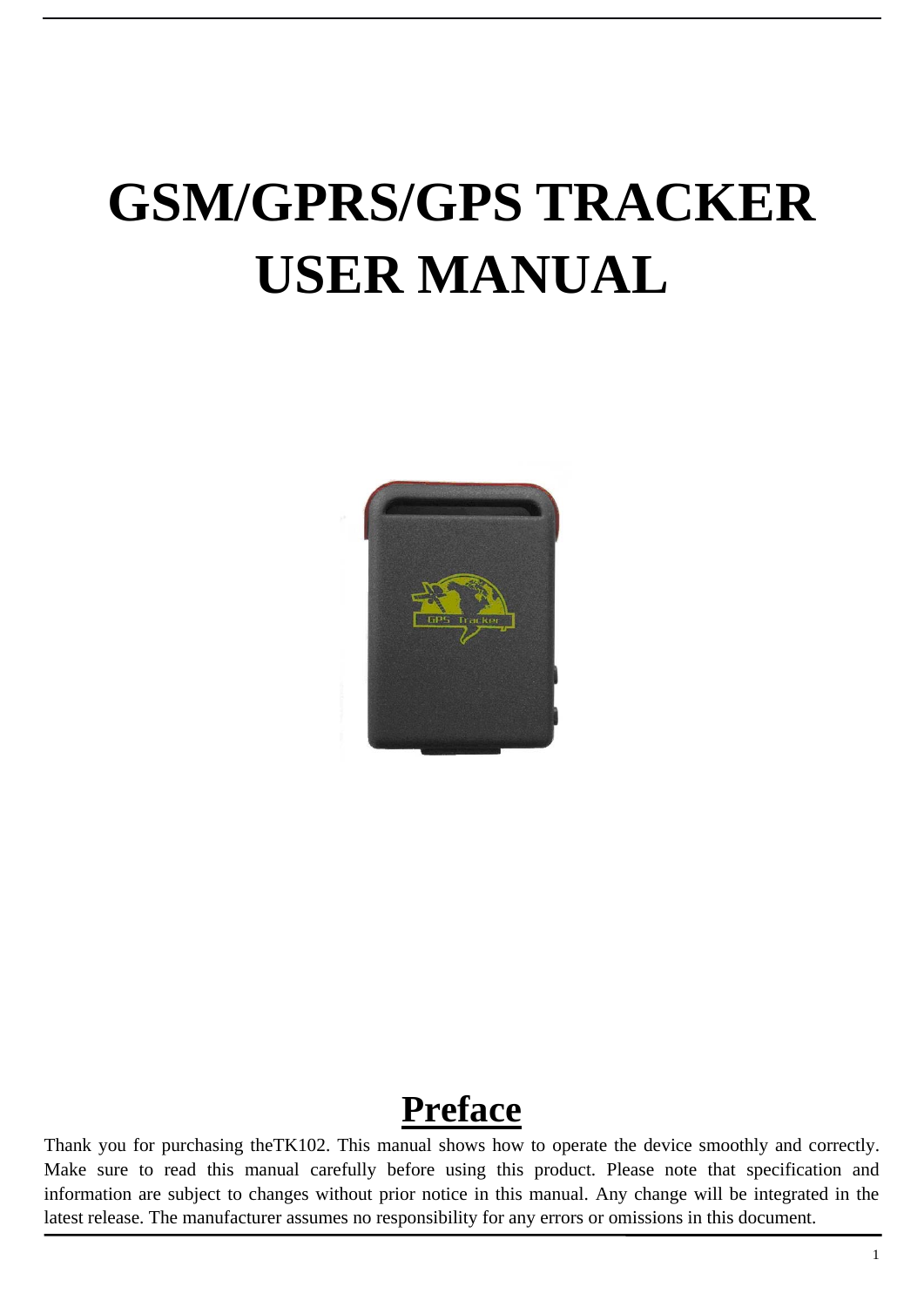# GSM/GPRS/GPS TRACKER USER MANUAL

## Preface

Thank you for purchasing theTK102. This manual shows how to operate the device smoothly and correctly. Make sure to read this manual carefully before using this product. Please note that specification and information are subject to changes without prior notice in this manual. Any change will be integrated in the latest release. The manufacturer assumes no responsibility for any errors or omissions in this document.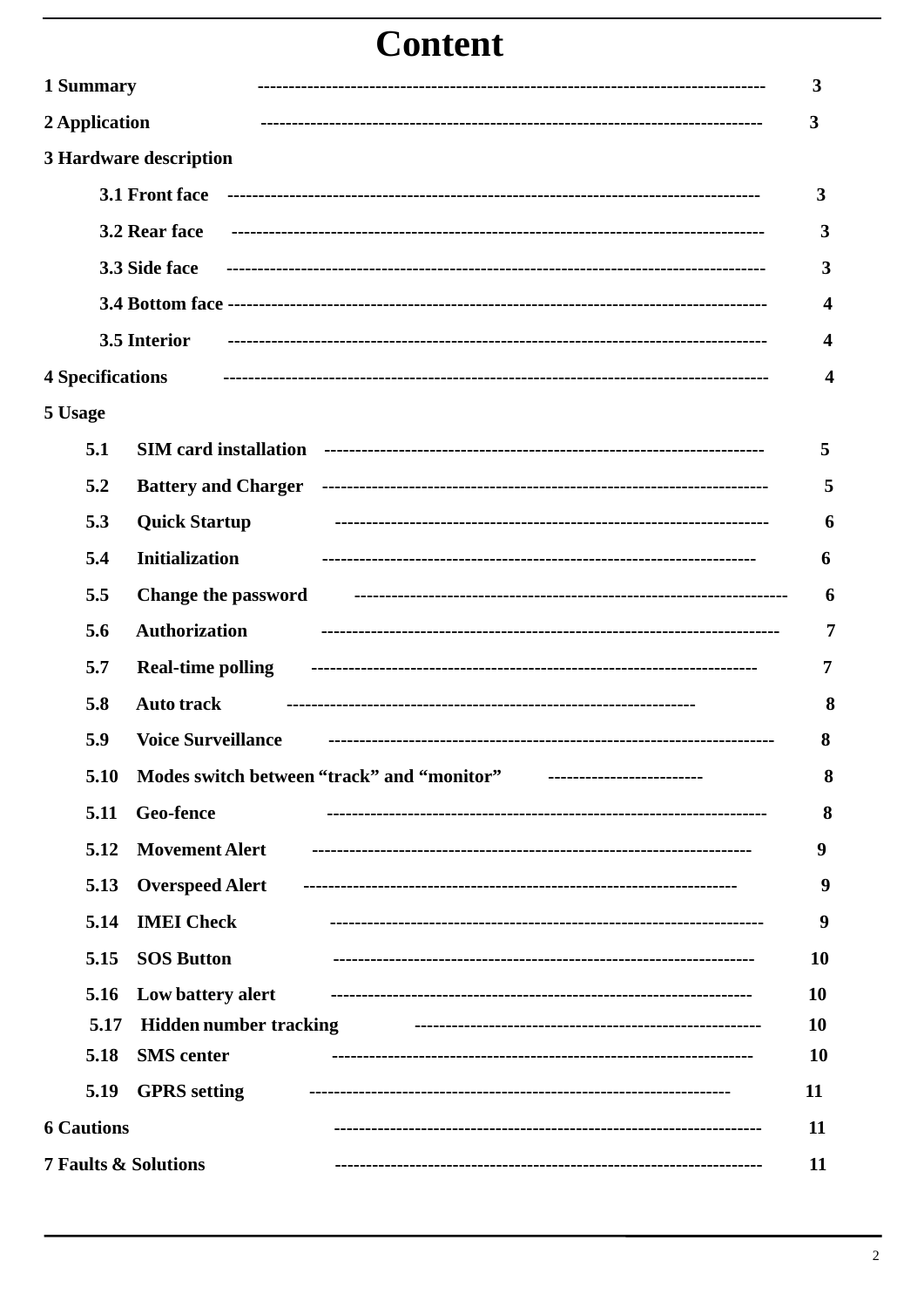# Content

1 Summary ---------- 3

2 Application ---------- 3

3 Hardware description

- 3.1 Front face ---------- 3
- 3.2 Rear face ---------- 3
- 3.3 Side face ---------- 3
- 3.4 Bottom face ---------- 4
- 3.5 Interior ---------- 4

4 Specifications ---------- 4

5 Usage

- 5.1 SIM card installation ---------- 5
- 5.2 Battery and Charger ---------- 5
- 5.3 Quick Startup ---------- 6
- 5.4 Initialization ---------- 6
- 5.5 Change the password ---------- 6
- 5.6 Authorization ---------- 7
- 5.7 Real-time polling ---------- 7
- 5.8 Auto track ---------- 8
- 5.9 Voice Surveillance ---------- 8
- 5.10 Modes switch between "track" and "monitor" ---------- 8
- 5.11 Geo-fence ---------- 8
- 5.12 Movement Alert ---------- 9
- 5.13 Overspeed Alert ---------- 9
- 5.14 IMEI Check ---------- 9
- 5.15 SOS Button ---------- 10
- 5.16 Low battery alert ---------- 10
- 5.17 Hidden number tracking ---------- 10
- 5.18 SMS center ---------- 10
- 5.19 GPRS setting ---------- 11

6 Cautions ---------- 11

7 Faults & Solutions ---------- 11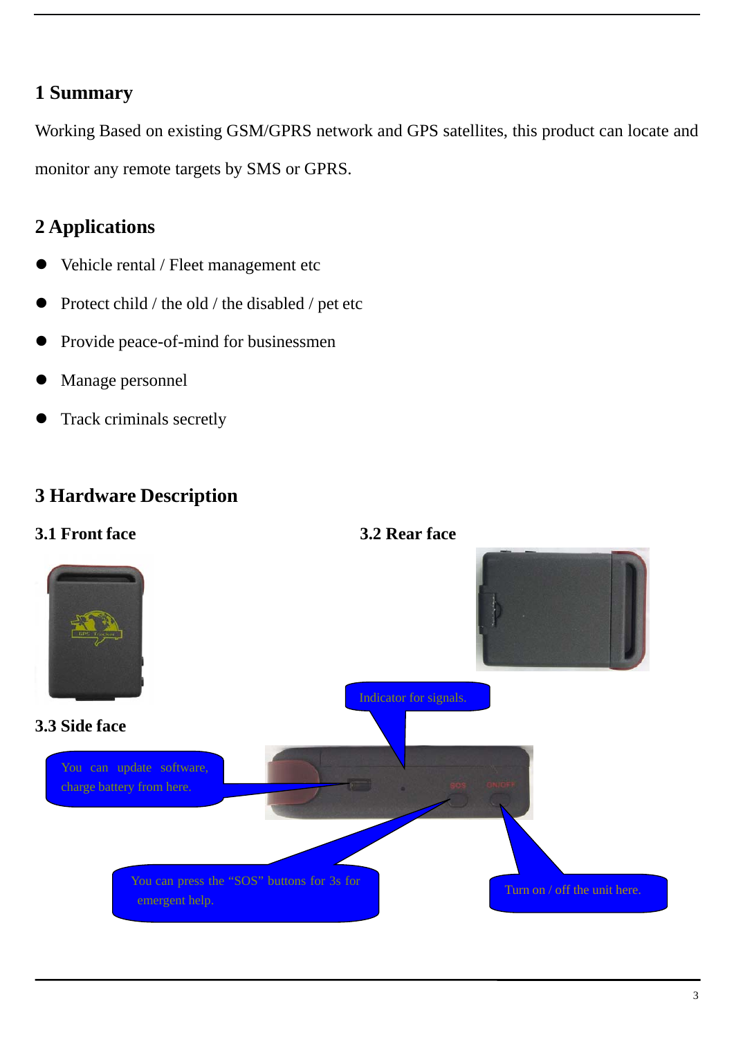# 1 Summary

Working Based on existing GSM/GPRS network and GPS satellites, this product can locate and monitor any remote targets by SMS or GPRS.

# 2 Applications

- Vehicle rental / Fleet management etc
- Protect child / the old / the disabled / pet etc
- Provide peace-of-mind for businessmen
- Manage personnel
- Track criminals secretly

# 3 Hardware Description

## 3.1 Front face

## 3.2 Rear face

## 3.3 Side face

Indicator for signals.

You can update software, charge battery from here.

You can press the "SOS" buttons for 3s for emergent help.

Turn on / off the unit here.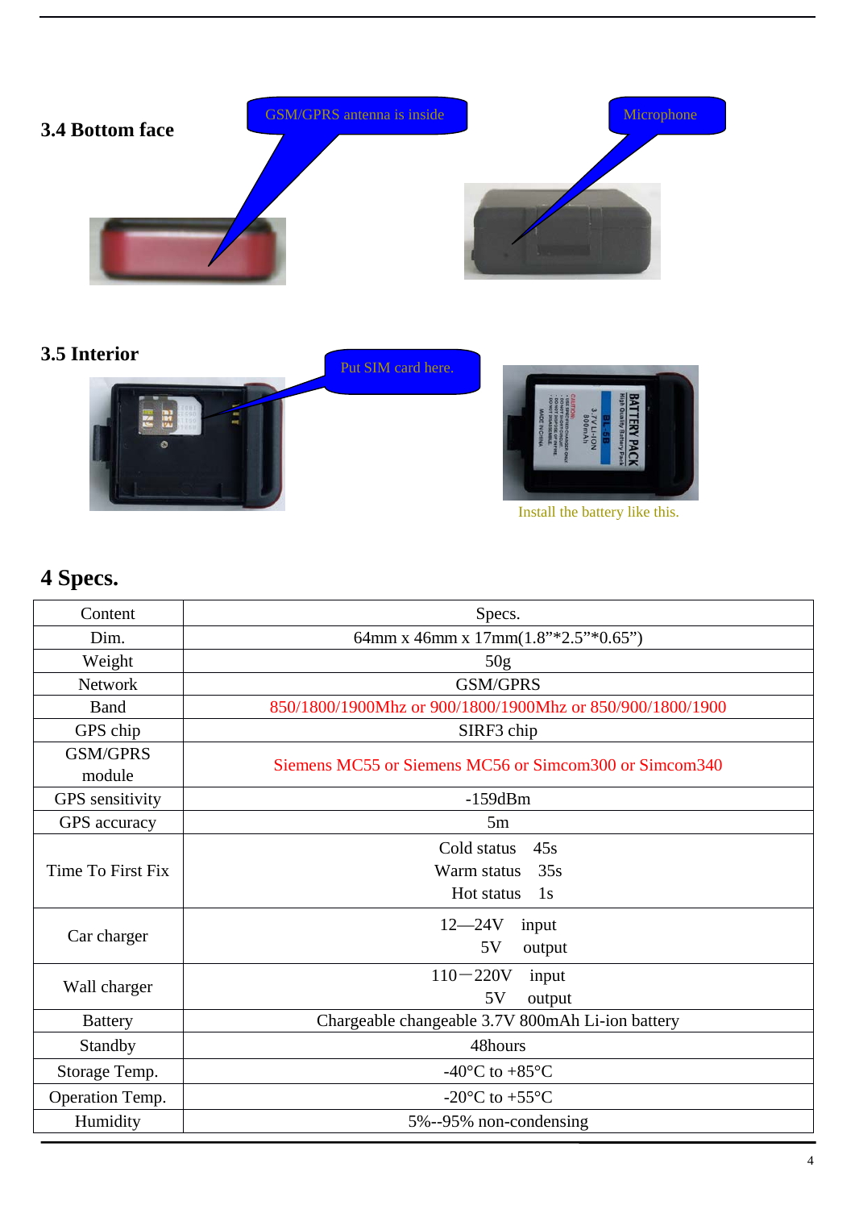### 3.4 Bottom face

GSM/GPRS antenna is inside

Microphone

### 3.5 Interior

Put SIM card here.

Install the battery like this.

## 4 Specs.

| Content | Specs. |
|---|---|
| Dim. | 64mm x 46mm x 17mm(1.8”*2.5”*0.65”) |
| Weight | 50g |
| Network | GSM/GPRS |
| Band | 850/1800/1900Mhz or 900/1800/1900Mhz or 850/900/1800/1900 |
| GPS chip | SIRF3 chip |
| GSM/GPRS module | Siemens MC55 or Siemens MC56 or Simcom300 or Simcom340 |
| GPS sensitivity | -159dBm |
| GPS accuracy | 5m |
| Time To First Fix | Cold status 45s<br>Warm status 35s<br>Hot status 1s |
| Car charger | 12—24V input<br>5V output |
| Wall charger | 110－220V input<br>5V output |
| Battery | Chargeable changeable 3.7V 800mAh Li-ion battery |
| Standby | 48hours |
| Storage Temp. | -40°C to +85°C |
| Operation Temp. | -20°C to +55°C |
| Humidity | 5%--95% non-condensing |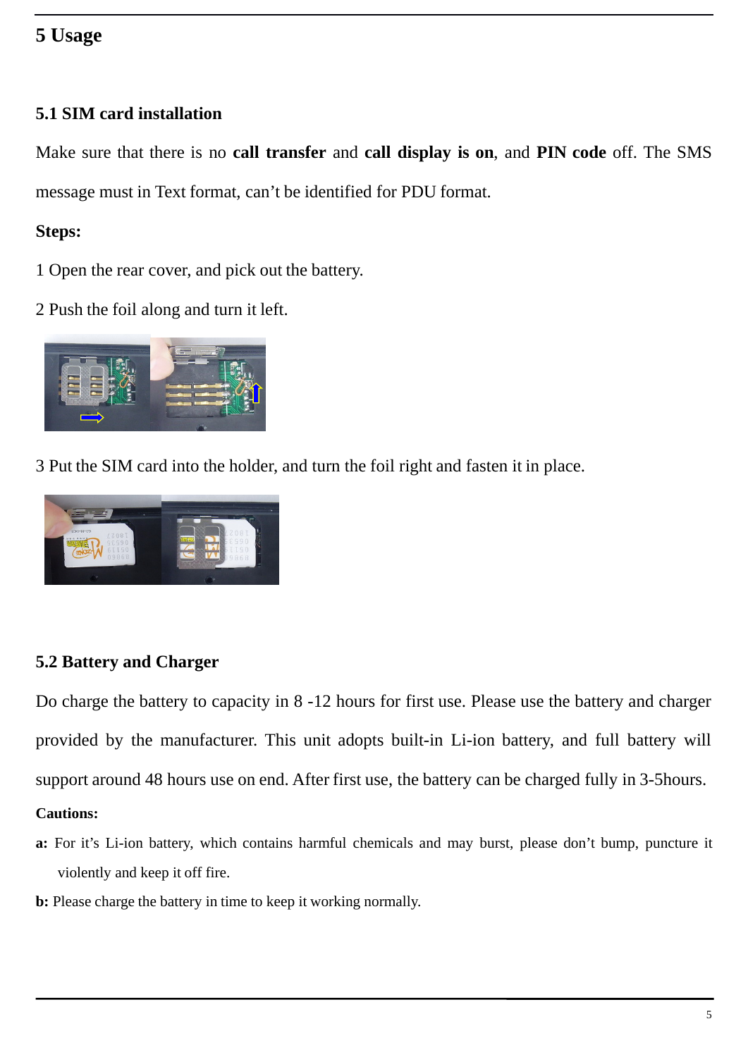# 5 Usage

## 5.1 SIM card installation

Make sure that there is no **call transfer** and **call display is on**, and **PIN code** off. The SMS message must in Text format, can't be identified for PDU format.

**Steps:**

1 Open the rear cover, and pick out the battery.

2 Push the foil along and turn it left.

3 Put the SIM card into the holder, and turn the foil right and fasten it in place.

## 5.2 Battery and Charger

Do charge the battery to capacity in 8 -12 hours for first use. Please use the battery and charger provided by the manufacturer. This unit adopts built-in Li-ion battery, and full battery will support around 48 hours use on end. After first use, the battery can be charged fully in 3-5hours.

**Cautions:**

**a:** For it's Li-ion battery, which contains harmful chemicals and may burst, please don't bump, puncture it violently and keep it off fire.

**b:** Please charge the battery in time to keep it working normally.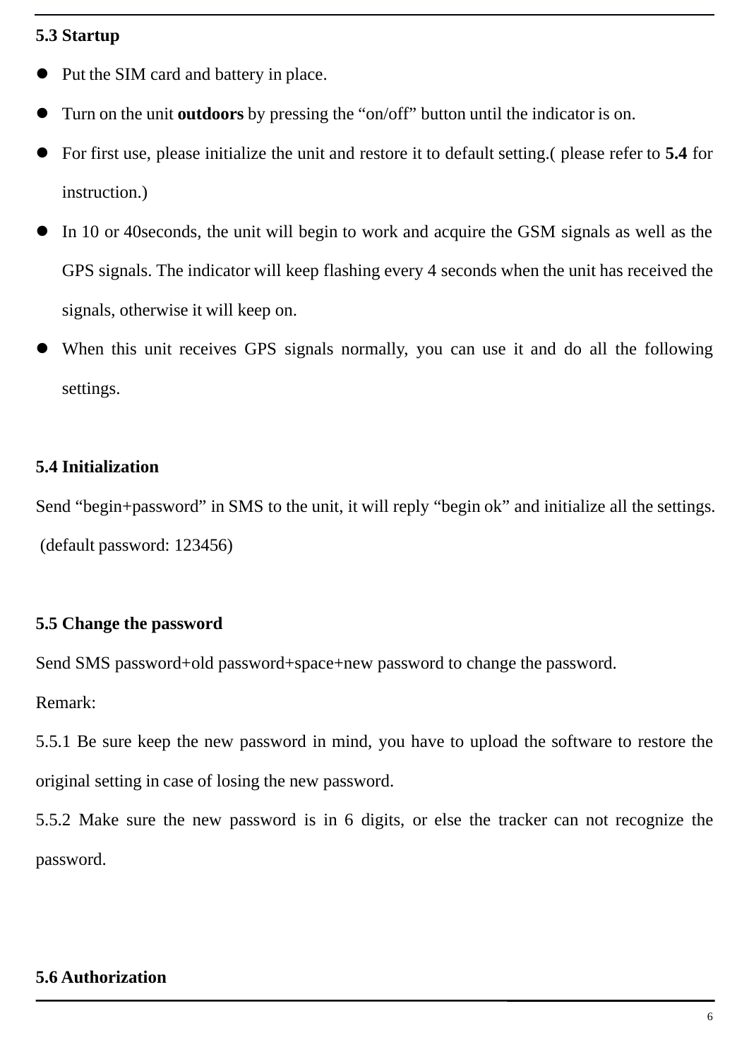### 5.3 Startup

- Put the SIM card and battery in place.
- Turn on the unit **outdoors** by pressing the “on/off” button until the indicator is on.
- For first use, please initialize the unit and restore it to default setting.( please refer to **5.4** for instruction.)
- In 10 or 40seconds, the unit will begin to work and acquire the GSM signals as well as the GPS signals. The indicator will keep flashing every 4 seconds when the unit has received the signals, otherwise it will keep on.
- When this unit receives GPS signals normally, you can use it and do all the following settings.

### 5.4 Initialization

Send “begin+password” in SMS to the unit, it will reply “begin ok” and initialize all the settings. (default password: 123456)

### 5.5 Change the password

Send SMS password+old password+space+new password to change the password.

Remark:

5.5.1 Be sure keep the new password in mind, you have to upload the software to restore the original setting in case of losing the new password.

5.5.2 Make sure the new password is in 6 digits, or else the tracker can not recognize the password.

### 5.6 Authorization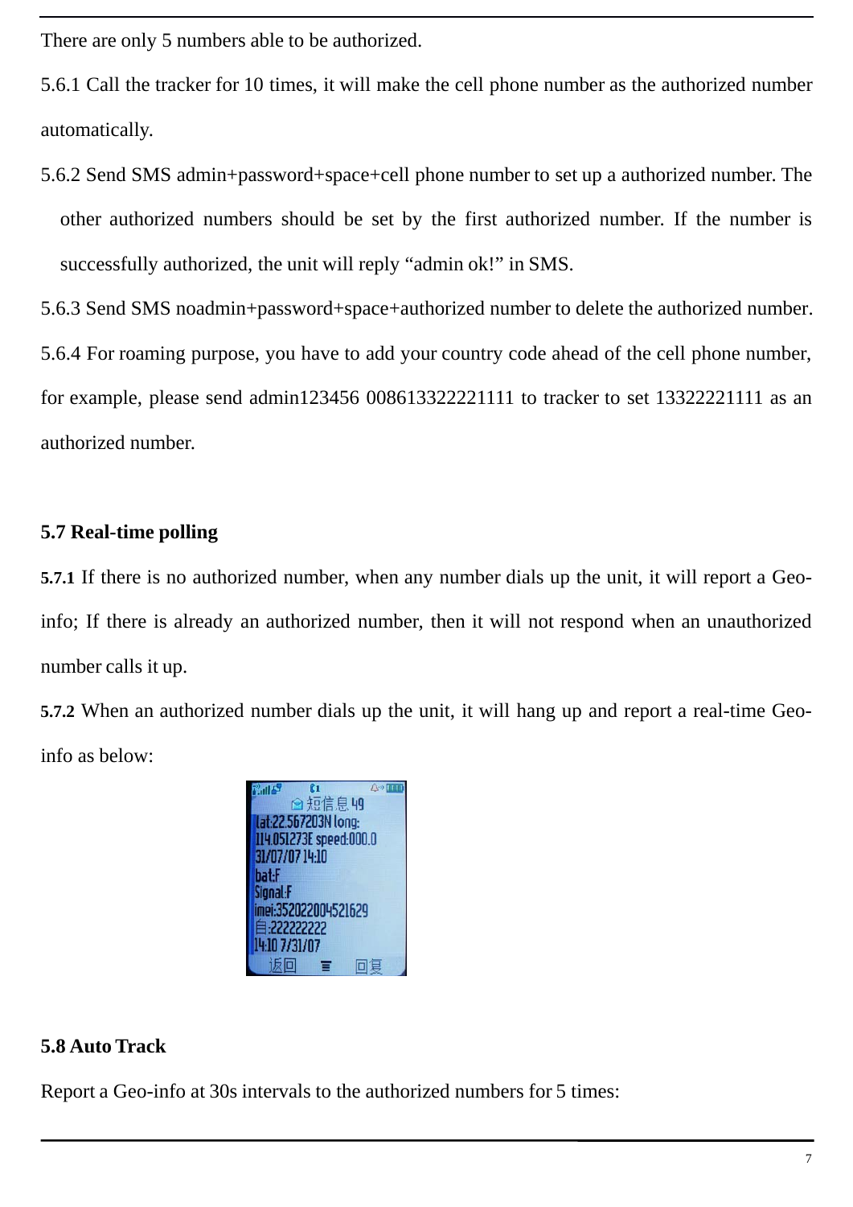There are only 5 numbers able to be authorized.

5.6.1 Call the tracker for 10 times, it will make the cell phone number as the authorized number automatically.

5.6.2 Send SMS admin+password+space+cell phone number to set up a authorized number. The other authorized numbers should be set by the first authorized number. If the number is successfully authorized, the unit will reply "admin ok!" in SMS.

5.6.3 Send SMS noadmin+password+space+authorized number to delete the authorized number.

5.6.4 For roaming purpose, you have to add your country code ahead of the cell phone number, for example, please send admin123456 008613322221111 to tracker to set 13322221111 as an authorized number.

## 5.7 Real-time polling

**5.7.1** If there is no authorized number, when any number dials up the unit, it will report a Geo-info; If there is already an authorized number, then it will not respond when an unauthorized number calls it up.

**5.7.2** When an authorized number dials up the unit, it will hang up and report a real-time Geo-info as below:

## 5.8 Auto Track

Report a Geo-info at 30s intervals to the authorized numbers for 5 times: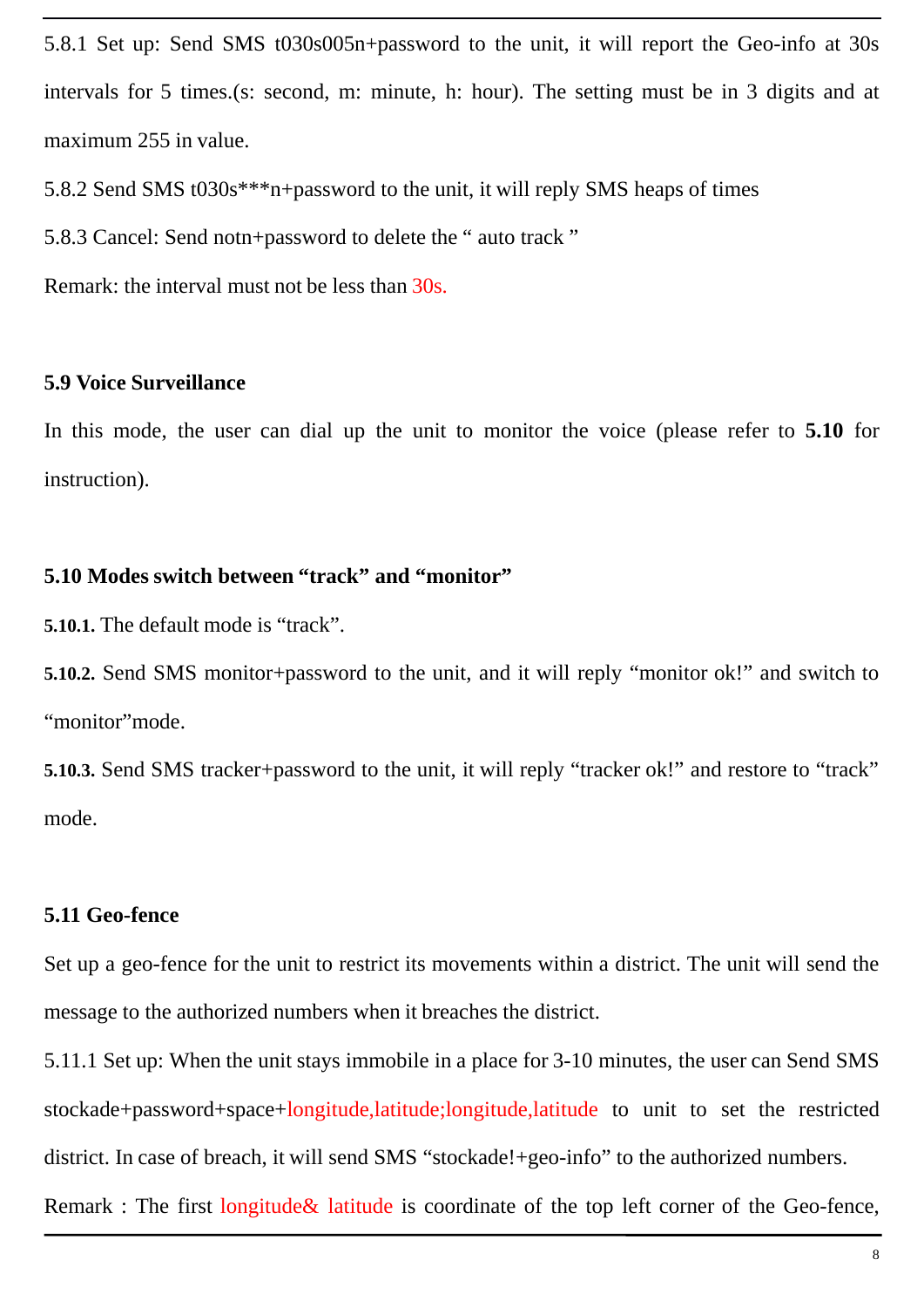5.8.1 Set up: Send SMS t030s005n+password to the unit, it will report the Geo-info at 30s intervals for 5 times.(s: second, m: minute, h: hour). The setting must be in 3 digits and at maximum 255 in value.

5.8.2 Send SMS t030s***n+password to the unit, it will reply SMS heaps of times

5.8.3 Cancel: Send notn+password to delete the " auto track "

Remark: the interval must not be less than 30s.

**5.9 Voice Surveillance**

In this mode, the user can dial up the unit to monitor the voice (please refer to **5.10** for instruction).

**5.10 Modes switch between "track" and "monitor"**

**5.10.1.** The default mode is "track".

**5.10.2.** Send SMS monitor+password to the unit, and it will reply "monitor ok!" and switch to "monitor"mode.

**5.10.3.** Send SMS tracker+password to the unit, it will reply "tracker ok!" and restore to "track" mode.

**5.11 Geo-fence**

Set up a geo-fence for the unit to restrict its movements within a district. The unit will send the message to the authorized numbers when it breaches the district.

5.11.1 Set up: When the unit stays immobile in a place for 3-10 minutes, the user can Send SMS stockade+password+space+longitude,latitude;longitude,latitude to unit to set the restricted district. In case of breach, it will send SMS "stockade!+geo-info" to the authorized numbers.

Remark : The first longitude& latitude is coordinate of the top left corner of the Geo-fence,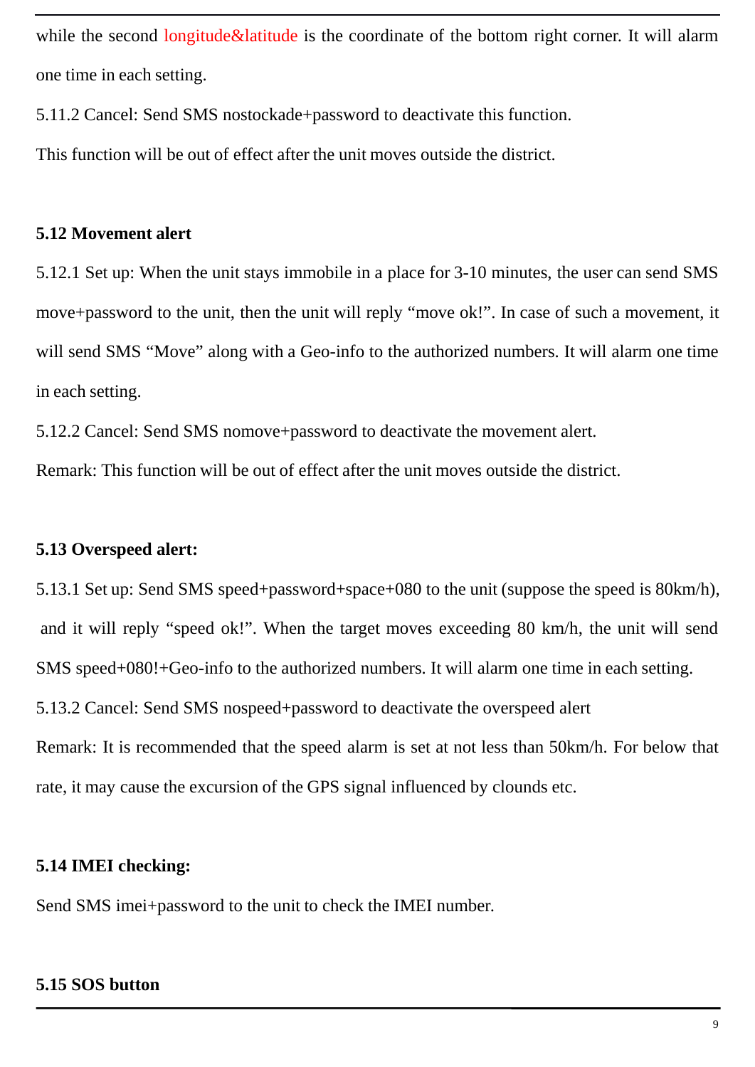while the second longitude&latitude is the coordinate of the bottom right corner. It will alarm one time in each setting.

5.11.2 Cancel: Send SMS nostockade+password to deactivate this function.

This function will be out of effect after the unit moves outside the district.

**5.12 Movement alert**

5.12.1 Set up: When the unit stays immobile in a place for 3-10 minutes, the user can send SMS move+password to the unit, then the unit will reply "move ok!". In case of such a movement, it will send SMS "Move" along with a Geo-info to the authorized numbers. It will alarm one time in each setting.

5.12.2 Cancel: Send SMS nomove+password to deactivate the movement alert.

Remark: This function will be out of effect after the unit moves outside the district.

**5.13 Overspeed alert:**

5.13.1 Set up: Send SMS speed+password+space+080 to the unit (suppose the speed is 80km/h), and it will reply "speed ok!". When the target moves exceeding 80 km/h, the unit will send SMS speed+080!+Geo-info to the authorized numbers. It will alarm one time in each setting.

5.13.2 Cancel: Send SMS nospeed+password to deactivate the overspeed alert

Remark: It is recommended that the speed alarm is set at not less than 50km/h. For below that rate, it may cause the excursion of the GPS signal influenced by clounds etc.

**5.14 IMEI checking:**

Send SMS imei+password to the unit to check the IMEI number.

**5.15 SOS button**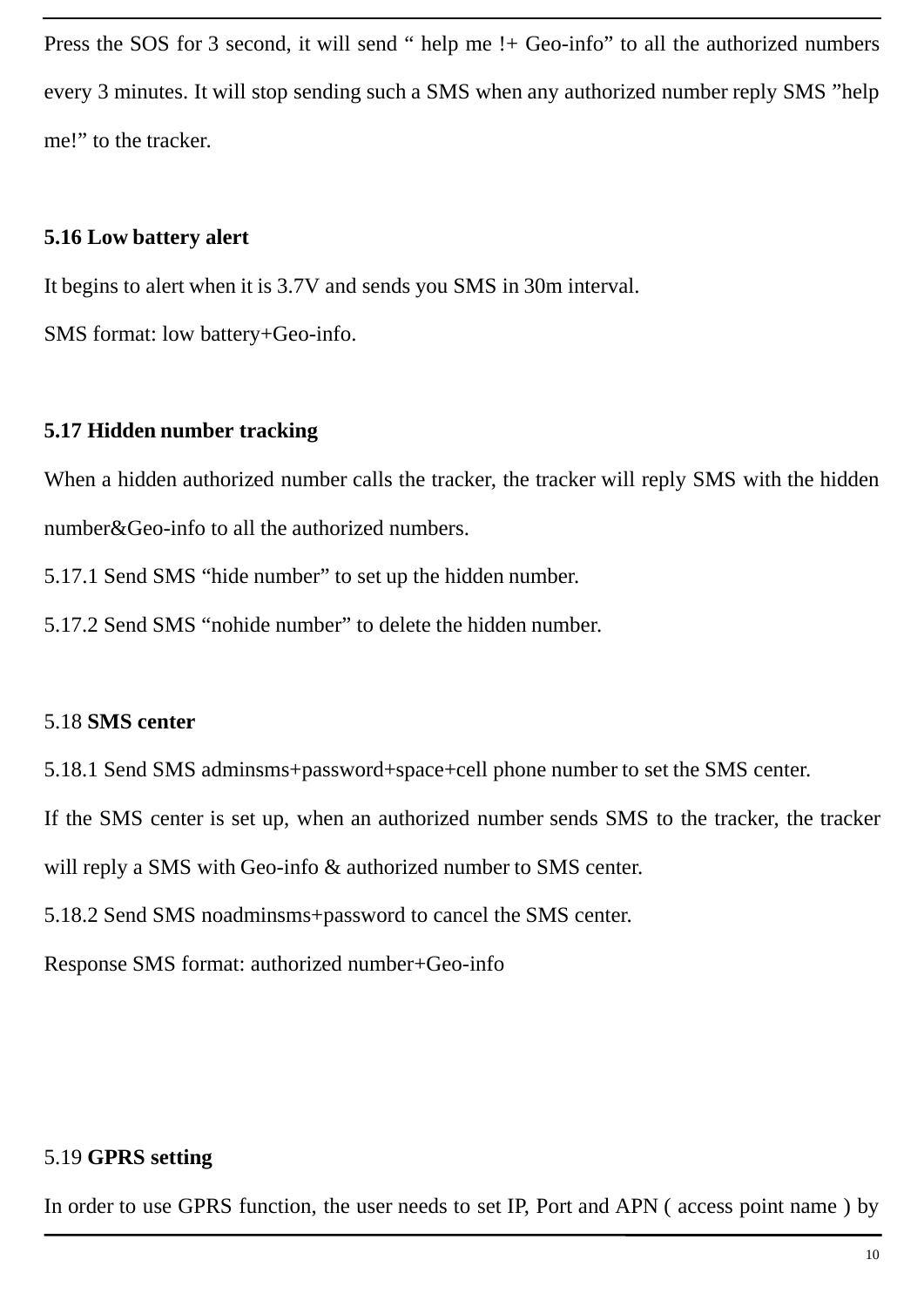Press the SOS for 3 second, it will send " help me !+ Geo-info" to all the authorized numbers every 3 minutes. It will stop sending such a SMS when any authorized number reply SMS "help me!" to the tracker.

**5.16 Low battery alert**

It begins to alert when it is 3.7V and sends you SMS in 30m interval.

SMS format: low battery+Geo-info.

**5.17 Hidden number tracking**

When a hidden authorized number calls the tracker, the tracker will reply SMS with the hidden number&Geo-info to all the authorized numbers.

5.17.1 Send SMS "hide number" to set up the hidden number.

5.17.2 Send SMS "nohide number" to delete the hidden number.

5.18 **SMS center**

5.18.1 Send SMS adminsms+password+space+cell phone number to set the SMS center.

If the SMS center is set up, when an authorized number sends SMS to the tracker, the tracker will reply a SMS with Geo-info & authorized number to SMS center.

5.18.2 Send SMS noadminsms+password to cancel the SMS center.

Response SMS format: authorized number+Geo-info

5.19 **GPRS setting**

In order to use GPRS function, the user needs to set IP, Port and APN ( access point name ) by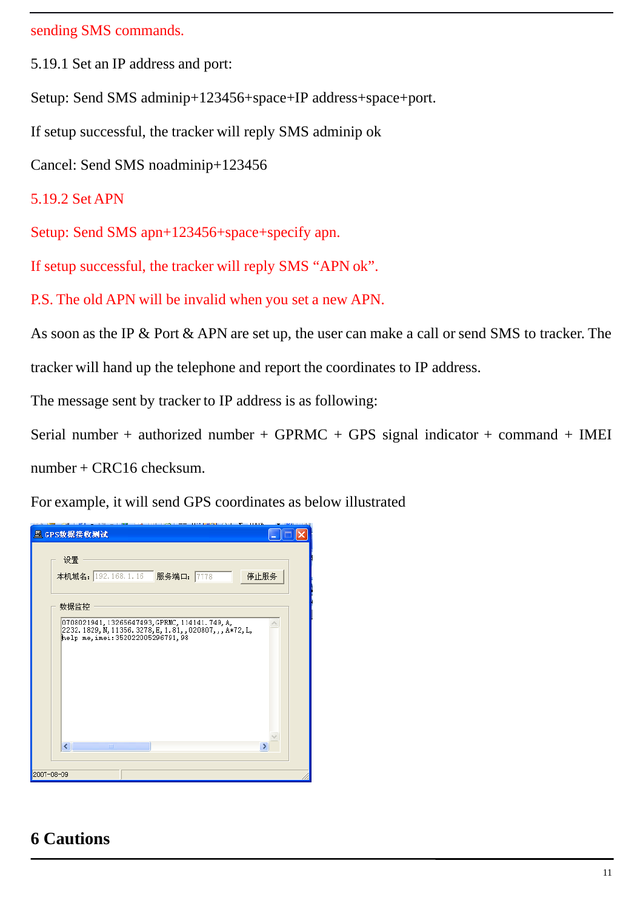sending SMS commands.

5.19.1 Set an IP address and port:

Setup: Send SMS adminip+123456+space+IP address+space+port.

If setup successful, the tracker will reply SMS adminip ok

Cancel: Send SMS noadminip+123456

5.19.2 Set APN

Setup: Send SMS apn+123456+space+specify apn.

If setup successful, the tracker will reply SMS “APN ok”.

P.S. The old APN will be invalid when you set a new APN.

As soon as the IP & Port & APN are set up, the user can make a call or send SMS to tracker. The tracker will hand up the telephone and report the coordinates to IP address.

The message sent by tracker to IP address is as following:

Serial number + authorized number + GPRMC + GPS signal indicator + command + IMEI number + CRC16 checksum.

For example, it will send GPS coordinates as below illustrated

# 6 Cautions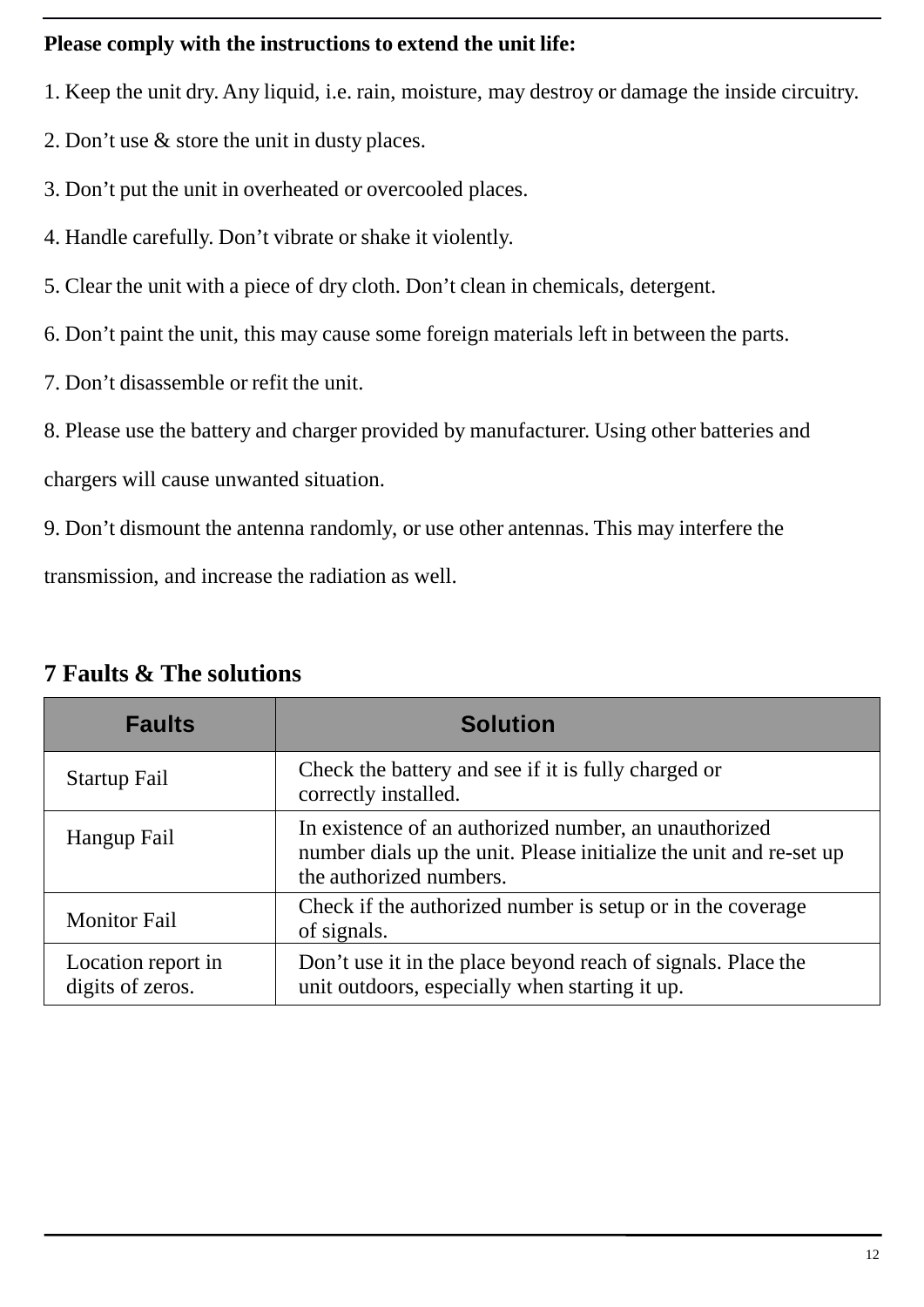**Please comply with the instructions to extend the unit life:**

1. Keep the unit dry. Any liquid, i.e. rain, moisture, may destroy or damage the inside circuitry.
2. Don’t use & store the unit in dusty places.
3. Don’t put the unit in overheated or overcooled places.
4. Handle carefully. Don’t vibrate or shake it violently.
5. Clear the unit with a piece of dry cloth. Don’t clean in chemicals, detergent.
6. Don’t paint the unit, this may cause some foreign materials left in between the parts.
7. Don’t disassemble or refit the unit.
8. Please use the battery and charger provided by manufacturer. Using other batteries and chargers will cause unwanted situation.
9. Don’t dismount the antenna randomly, or use other antennas. This may interfere the transmission, and increase the radiation as well.

## 7 Faults & The solutions

| Faults | Solution |
|---|---|
| Startup Fail | Check the battery and see if it is fully charged or correctly installed. |
| Hangup Fail | In existence of an authorized number, an unauthorized number dials up the unit. Please initialize the unit and re-set up the authorized numbers. |
| Monitor Fail | Check if the authorized number is setup or in the coverage of signals. |
| Location report in digits of zeros. | Don’t use it in the place beyond reach of signals. Place the unit outdoors, especially when starting it up. |